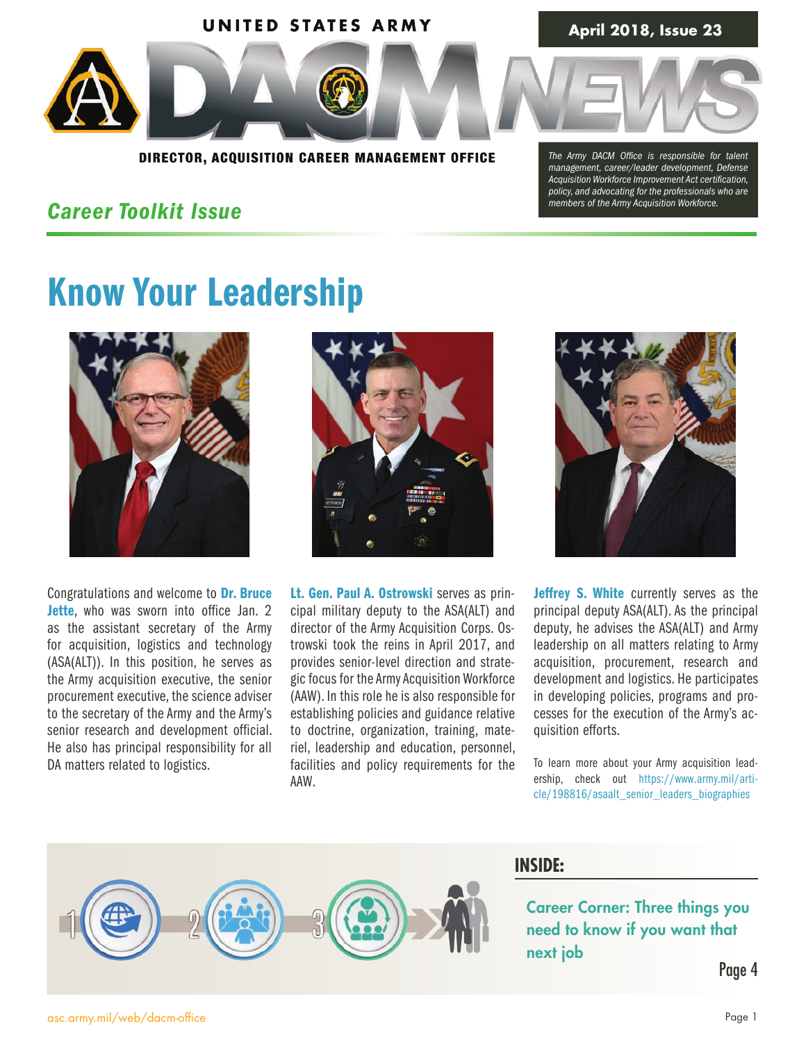UNITED STATES ARMY

**April 2018, Issue 23**

# DACM NEWS

**DIRECTOR, ACQUISITION CAREER MANAGEMENT OFFICE**

*The Army DACM Office is responsible for talent management, career/leader development, Defense Acquisition Workforce Improvement Act certification, policy, and advocating for the professionals who are members of the Army Acquisition Workforce.*

*Career Toolkit Issue*

## Know Your Leadership

Congratulations and welcome to **Dr. Bruce Jette**, who was sworn into office Jan. 2 as the assistant secretary of the Army for acquisition, logistics and technology (ASA(ALT)). In this position, he serves as the Army acquisition executive, the senior procurement executive, the science adviser to the secretary of the Army and the Army's senior research and development official. He also has principal responsibility for all DA matters related to logistics.

**Lt. Gen. Paul A. Ostrowski** serves as principal military deputy to the ASA(ALT) and director of the Army Acquisition Corps. Ostrowski took the reins in April 2017, and provides senior-level direction and strategic focus for the Army Acquisition Workforce (AAW). In this role he is also responsible for establishing policies and guidance relative to doctrine, organization, training, materiel, leadership and education, personnel, facilities and policy requirements for the AAW.

**Jeffrey S. White** currently serves as the principal deputy ASA(ALT). As the principal deputy, he advises the ASA(ALT) and Army leadership on all matters relating to Army acquisition, procurement, research and development and logistics. He participates in developing policies, programs and processes for the execution of the Army's acquisition efforts.

To learn more about your Army acquisition leadership, check out https://www.army.mil/article/198816/asaalt_senior_leaders_biographies

**INSIDE:**

Career Corner: Three things you need to know if you want that next job

Page 4

asc.army.mil/web/dacm-office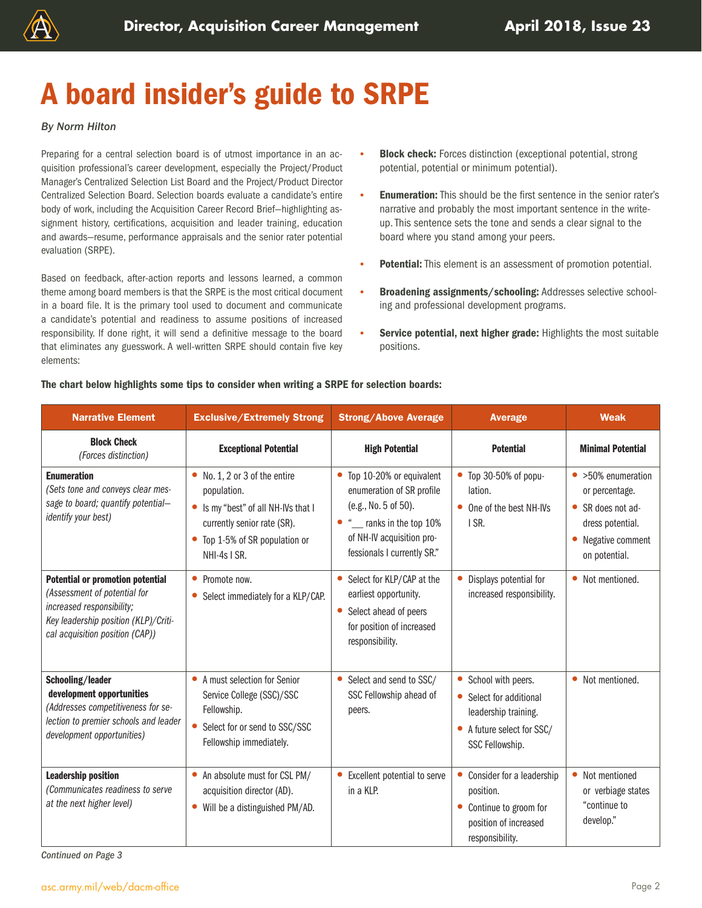# A board insider's guide to SRPE

*By Norm Hilton*

Preparing for a central selection board is of utmost importance in an acquisition professional's career development, especially the Project/Product Manager's Centralized Selection List Board and the Project/Product Director Centralized Selection Board. Selection boards evaluate a candidate's entire body of work, including the Acquisition Career Record Brief—highlighting assignment history, certifications, acquisition and leader training, education and awards—resume, performance appraisals and the senior rater potential evaluation (SRPE).

Based on feedback, after-action reports and lessons learned, a common theme among board members is that the SRPE is the most critical document in a board file. It is the primary tool used to document and communicate a candidate's potential and readiness to assume positions of increased responsibility. If done right, it will send a definitive message to the board that eliminates any guesswork. A well-written SRPE should contain five key elements:

- **Block check:** Forces distinction (exceptional potential, strong potential, potential or minimum potential).
- **Enumeration:** This should be the first sentence in the senior rater's narrative and probably the most important sentence in the write-up. This sentence sets the tone and sends a clear signal to the board where you stand among your peers.
- **Potential:** This element is an assessment of promotion potential.
- **Broadening assignments/schooling:** Addresses selective schooling and professional development programs.
- **Service potential, next higher grade:** Highlights the most suitable positions.

**The chart below highlights some tips to consider when writing a SRPE for selection boards:**

| Narrative Element | Exclusive/Extremely Strong | Strong/Above Average | Average | Weak |
|---|---|---|---|---|
| **Block Check** *(Forces distinction)* | **Exceptional Potential** | **High Potential** | **Potential** | **Minimal Potential** |
| **Enumeration** *(Sets tone and conveys clear message to board; quantify potential—identify your best)* | • No. 1, 2 or 3 of the entire population. • Is my "best" of all NH-IVs that I currently senior rate (SR). • Top 1-5% of SR population or NHI-4s I SR. | • Top 10-20% or equivalent enumeration of SR profile (e.g., No. 5 of 50). • "___ ranks in the top 10% of NH-IV acquisition professionals I currently SR." | • Top 30-50% of population. • One of the best NH-IVs I SR. | • >50% enumeration or percentage. • SR does not address potential. • Negative comment on potential. |
| **Potential or promotion potential** *(Assessment of potential for increased responsibility; Key leadership position (KLP)/Critical acquisition position (CAP))* | • Promote now. • Select immediately for a KLP/CAP. | • Select for KLP/CAP at the earliest opportunity. • Select ahead of peers for position of increased responsibility. | • Displays potential for increased responsibility. | • Not mentioned. |
| **Schooling/leader development opportunities** *(Addresses competitiveness for selection to premier schools and leader development opportunities)* | • A must selection for Senior Service College (SSC)/SSC Fellowship. • Select for or send to SSC/SSC Fellowship immediately. | • Select and send to SSC/SSC Fellowship ahead of peers. | • School with peers. • Select for additional leadership training. • A future select for SSC/SSC Fellowship. | • Not mentioned. |
| **Leadership position** *(Communicates readiness to serve at the next higher level)* | • An absolute must for CSL PM/acquisition director (AD). • Will be a distinguished PM/AD. | • Excellent potential to serve in a KLP. | • Consider for a leadership position. • Continue to groom for position of increased responsibility. | • Not mentioned or verbiage states "continue to develop." |

*Continued on Page 3*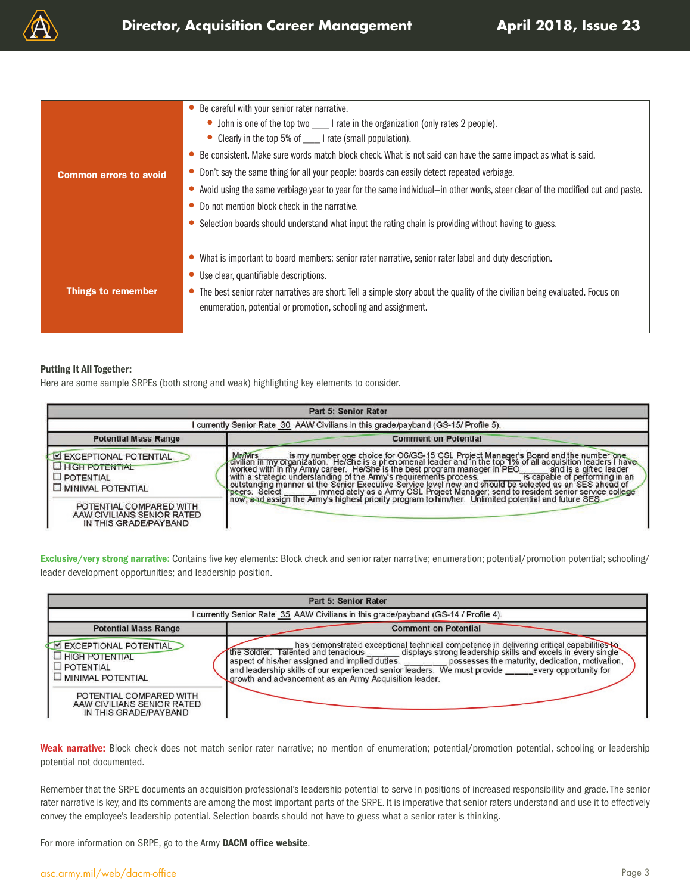| Common errors to avoid | • Be careful with your senior rater narrative.<br>  • John is one of the top two ____ I rate in the organization (only rates 2 people).<br>  • Clearly in the top 5% of ____ I rate (small population).<br>• Be consistent. Make sure words match block check. What is not said can have the same impact as what is said.<br>• Don't say the same thing for all your people: boards can easily detect repeated verbiage.<br>• Avoid using the same verbiage year to year for the same individual—in other words, steer clear of the modified cut and paste.<br>• Do not mention block check in the narrative.<br>• Selection boards should understand what input the rating chain is providing without having to guess. |
|---|---|
| Things to remember | • What is important to board members: senior rater narrative, senior rater label and duty description.<br>• Use clear, quantifiable descriptions.<br>• The best senior rater narratives are short: Tell a simple story about the quality of the civilian being evaluated. Focus on enumeration, potential or promotion, schooling and assignment. |

**Putting It All Together:**

Here are some sample SRPEs (both strong and weak) highlighting key elements to consider.

| Part 5: Senior Rater | |
|---|---|
| I currently Senior Rate 30 AAW Civilians in this grade/payband (GS-15/ Profile 5). | |
| Potential Mass Range | Comment on Potential |
| ☑ EXCEPTIONAL POTENTIAL<br>☐ HIGH POTENTIAL<br>☐ POTENTIAL<br>☐ MINIMAL POTENTIAL<br><br>POTENTIAL COMPARED WITH AAW CIVILIANS SENIOR RATED IN THIS GRADE/PAYBAND | Mr/Mrs ______ is my number one choice for O6/GS-15 CSL Project Manager's Board and the number one civilian in my organization. He/She is a phenomenal leader and in the top 1% of all acquisition leaders I have worked with in my Army career. He/She is the best program manager in PEO______ and is a gifted leader with a strategic understanding of the Army's requirements process. ______ is capable of performing in an outstanding manner at the Senior Executive Service level now and should be selected as an SES ahead of peers. Select ______ immediately as a Army CSL Project Manager; send to resident senior service college now, and assign the Army's highest priority program to him/her. Unlimited potential and future SES. |

**Exclusive/very strong narrative:** Contains five key elements: Block check and senior rater narrative; enumeration; potential/promotion potential; schooling/leader development opportunities; and leadership position.

| Part 5: Senior Rater | |
|---|---|
| I currently Senior Rate 35 AAW Civilians in this grade/payband (GS-14 / Profile 4). | |
| Potential Mass Range | Comment on Potential |
| ☑ EXCEPTIONAL POTENTIAL<br>☐ HIGH POTENTIAL<br>☐ POTENTIAL<br>☐ MINIMAL POTENTIAL<br><br>POTENTIAL COMPARED WITH AAW CIVILIANS SENIOR RATED IN THIS GRADE/PAYBAND | ______ has demonstrated exceptional technical competence in delivering critical capabilities to the Soldier. Talented and tenacious ______ displays strong leadership skills and excels in every single aspect of his/her assigned and implied duties. ______ possesses the maturity, dedication, motivation, and leadership skills of our experienced senior leaders. We must provide ______ every opportunity for growth and advancement as an Army Acquisition leader. |

**Weak narrative:** Block check does not match senior rater narrative; no mention of enumeration; potential/promotion potential, schooling or leadership potential not documented.

Remember that the SRPE documents an acquisition professional's leadership potential to serve in positions of increased responsibility and grade. The senior rater narrative is key, and its comments are among the most important parts of the SRPE. It is imperative that senior raters understand and use it to effectively convey the employee's leadership potential. Selection boards should not have to guess what a senior rater is thinking.

For more information on SRPE, go to the Army **DACM office website**.

asc.army.mil/web/dacm-office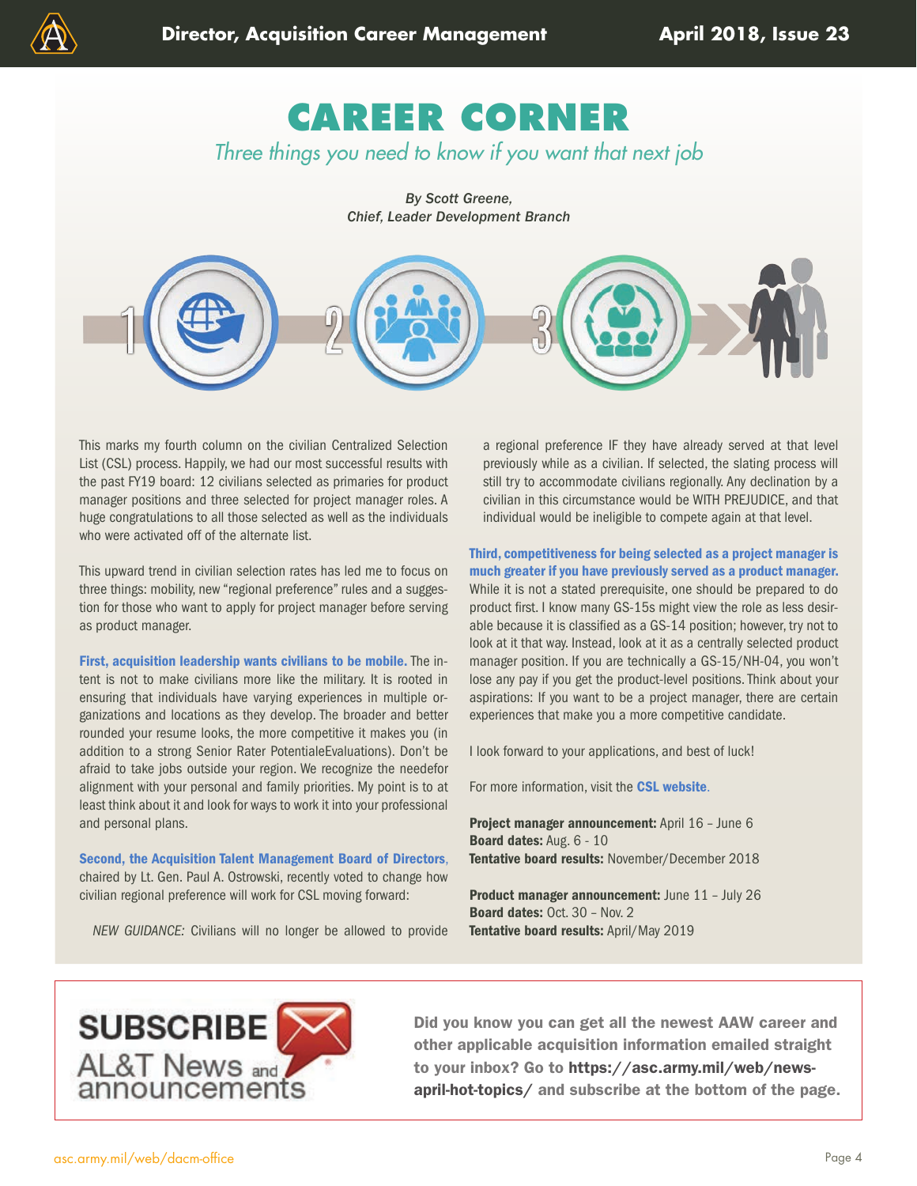# CAREER CORNER

*Three things you need to know if you want that next job*

*By Scott Greene,*
*Chief, Leader Development Branch*

This marks my fourth column on the civilian Centralized Selection List (CSL) process. Happily, we had our most successful results with the past FY19 board: 12 civilians selected as primaries for product manager positions and three selected for project manager roles. A huge congratulations to all those selected as well as the individuals who were activated off of the alternate list.

This upward trend in civilian selection rates has led me to focus on three things: mobility, new "regional preference" rules and a suggestion for those who want to apply for project manager before serving as product manager.

**First, acquisition leadership wants civilians to be mobile.** The intent is not to make civilians more like the military. It is rooted in ensuring that individuals have varying experiences in multiple organizations and locations as they develop. The broader and better rounded your resume looks, the more competitive it makes you (in addition to a strong Senior Rater PotentialeEvaluations). Don't be afraid to take jobs outside your region. We recognize the needefor alignment with your personal and family priorities. My point is to at least think about it and look for ways to work it into your professional and personal plans.

**Second, the Acquisition Talent Management Board of Directors**, chaired by Lt. Gen. Paul A. Ostrowski, recently voted to change how civilian regional preference will work for CSL moving forward:

*NEW GUIDANCE:* Civilians will no longer be allowed to provide a regional preference IF they have already served at that level previously while as a civilian. If selected, the slating process will still try to accommodate civilians regionally. Any declination by a civilian in this circumstance would be WITH PREJUDICE, and that individual would be ineligible to compete again at that level.

**Third, competitiveness for being selected as a project manager is much greater if you have previously served as a product manager.** While it is not a stated prerequisite, one should be prepared to do product first. I know many GS-15s might view the role as less desirable because it is classified as a GS-14 position; however, try not to look at it that way. Instead, look at it as a centrally selected product manager position. If you are technically a GS-15/NH-04, you won't lose any pay if you get the product-level positions. Think about your aspirations: If you want to be a project manager, there are certain experiences that make you a more competitive candidate.

I look forward to your applications, and best of luck!

For more information, visit the **CSL website**.

**Project manager announcement:** April 16 – June 6
**Board dates:** Aug. 6 - 10
**Tentative board results:** November/December 2018

**Product manager announcement:** June 11 – July 26
**Board dates:** Oct. 30 – Nov. 2
**Tentative board results:** April/May 2019

**SUBSCRIBE**
AL&T News and announcements

**Did you know you can get all the newest AAW career and other applicable acquisition information emailed straight to your inbox? Go to https://asc.army.mil/web/news-april-hot-topics/ and subscribe at the bottom of the page.**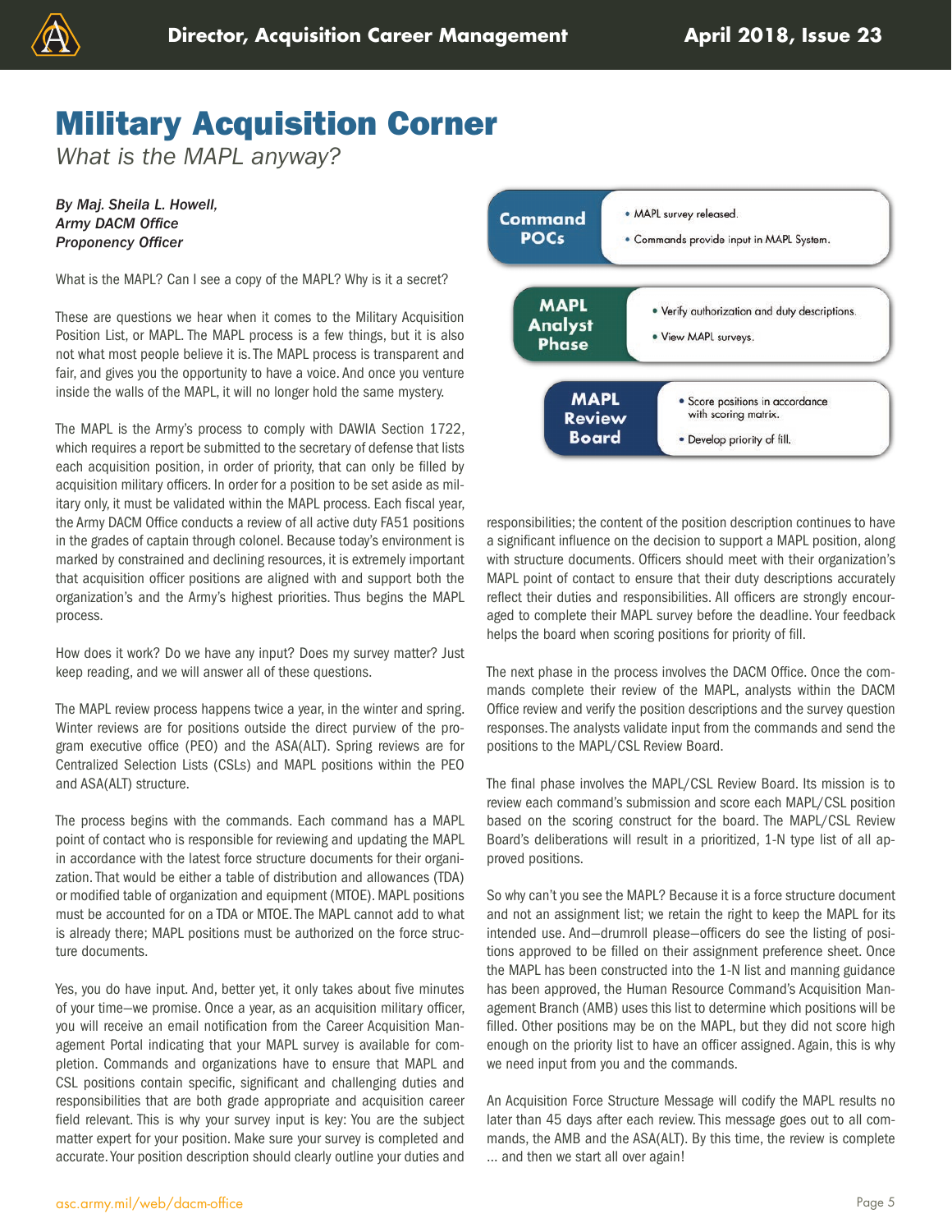# Military Acquisition Corner

*What is the MAPL anyway?*

***By Maj. Sheila L. Howell, Army DACM Office Proponency Officer***

What is the MAPL? Can I see a copy of the MAPL? Why is it a secret?

These are questions we hear when it comes to the Military Acquisition Position List, or MAPL. The MAPL process is a few things, but it is also not what most people believe it is. The MAPL process is transparent and fair, and gives you the opportunity to have a voice. And once you venture inside the walls of the MAPL, it will no longer hold the same mystery.

The MAPL is the Army's process to comply with DAWIA Section 1722, which requires a report be submitted to the secretary of defense that lists each acquisition position, in order of priority, that can only be filled by acquisition military officers. In order for a position to be set aside as military only, it must be validated within the MAPL process. Each fiscal year, the Army DACM Office conducts a review of all active duty FA51 positions in the grades of captain through colonel. Because today's environment is marked by constrained and declining resources, it is extremely important that acquisition officer positions are aligned with and support both the organization's and the Army's highest priorities. Thus begins the MAPL process.

How does it work? Do we have any input? Does my survey matter? Just keep reading, and we will answer all of these questions.

The MAPL review process happens twice a year, in the winter and spring. Winter reviews are for positions outside the direct purview of the program executive office (PEO) and the ASA(ALT). Spring reviews are for Centralized Selection Lists (CSLs) and MAPL positions within the PEO and ASA(ALT) structure.

The process begins with the commands. Each command has a MAPL point of contact who is responsible for reviewing and updating the MAPL in accordance with the latest force structure documents for their organization. That would be either a table of distribution and allowances (TDA) or modified table of organization and equipment (MTOE). MAPL positions must be accounted for on a TDA or MTOE. The MAPL cannot add to what is already there; MAPL positions must be authorized on the force structure documents.

Yes, you do have input. And, better yet, it only takes about five minutes of your time—we promise. Once a year, as an acquisition military officer, you will receive an email notification from the Career Acquisition Management Portal indicating that your MAPL survey is available for completion. Commands and organizations have to ensure that MAPL and CSL positions contain specific, significant and challenging duties and responsibilities that are both grade appropriate and acquisition career field relevant. This is why your survey input is key: You are the subject matter expert for your position. Make sure your survey is completed and accurate. Your position description should clearly outline your duties and responsibilities; the content of the position description continues to have a significant influence on the decision to support a MAPL position, along with structure documents. Officers should meet with their organization's MAPL point of contact to ensure that their duty descriptions accurately reflect their duties and responsibilities. All officers are strongly encouraged to complete their MAPL survey before the deadline. Your feedback helps the board when scoring positions for priority of fill.

| | |
|---|---|
| **Command POCs** | • MAPL survey released.<br>• Commands provide input in MAPL System. |
| **MAPL Analyst Phase** | • Verify authorization and duty descriptions.<br>• View MAPL surveys. |
| **MAPL Review Board** | • Score positions in accordance with scoring matrix.<br>• Develop priority of fill. |

The next phase in the process involves the DACM Office. Once the commands complete their review of the MAPL, analysts within the DACM Office review and verify the position descriptions and the survey question responses. The analysts validate input from the commands and send the positions to the MAPL/CSL Review Board.

The final phase involves the MAPL/CSL Review Board. Its mission is to review each command's submission and score each MAPL/CSL position based on the scoring construct for the board. The MAPL/CSL Review Board's deliberations will result in a prioritized, 1-N type list of all approved positions.

So why can't you see the MAPL? Because it is a force structure document and not an assignment list; we retain the right to keep the MAPL for its intended use. And—drumroll please—officers do see the listing of positions approved to be filled on their assignment preference sheet. Once the MAPL has been constructed into the 1-N list and manning guidance has been approved, the Human Resource Command's Acquisition Management Branch (AMB) uses this list to determine which positions will be filled. Other positions may be on the MAPL, but they did not score high enough on the priority list to have an officer assigned. Again, this is why we need input from you and the commands.

An Acquisition Force Structure Message will codify the MAPL results no later than 45 days after each review. This message goes out to all commands, the AMB and the ASA(ALT). By this time, the review is complete ... and then we start all over again!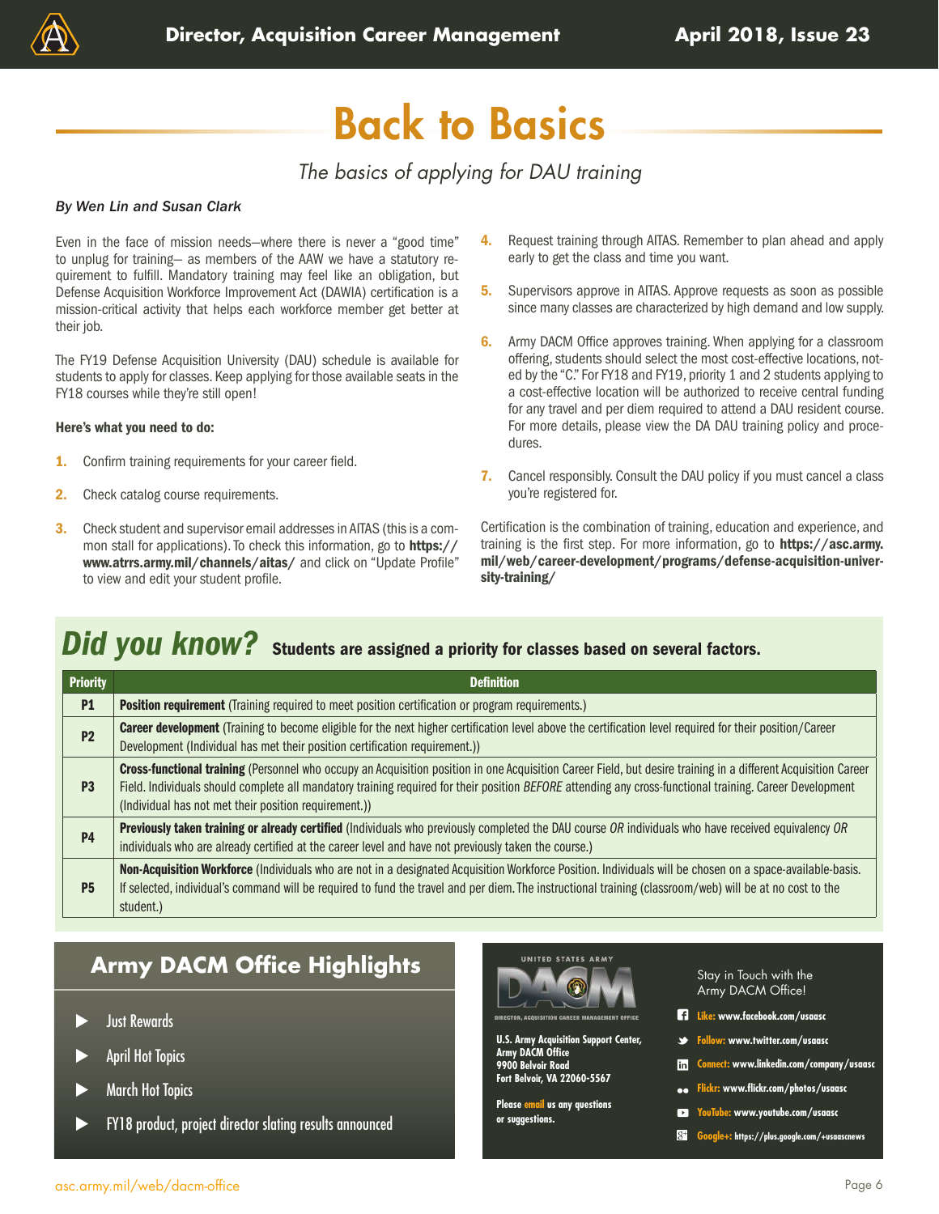# Back to Basics

*The basics of applying for DAU training*

***By Wen Lin and Susan Clark***

Even in the face of mission needs—where there is never a "good time" to unplug for training— as members of the AAW we have a statutory requirement to fulfill. Mandatory training may feel like an obligation, but Defense Acquisition Workforce Improvement Act (DAWIA) certification is a mission-critical activity that helps each workforce member get better at their job.

The FY19 Defense Acquisition University (DAU) schedule is available for students to apply for classes. Keep applying for those available seats in the FY18 courses while they're still open!

**Here's what you need to do:**

1. Confirm training requirements for your career field.
2. Check catalog course requirements.
3. Check student and supervisor email addresses in AITAS (this is a common stall for applications). To check this information, go to **https://www.atrrs.army.mil/channels/aitas/** and click on "Update Profile" to view and edit your student profile.
4. Request training through AITAS. Remember to plan ahead and apply early to get the class and time you want.
5. Supervisors approve in AITAS. Approve requests as soon as possible since many classes are characterized by high demand and low supply.
6. Army DACM Office approves training. When applying for a classroom offering, students should select the most cost-effective locations, noted by the "C." For FY18 and FY19, priority 1 and 2 students applying to a cost-effective location will be authorized to receive central funding for any travel and per diem required to attend a DAU resident course. For more details, please view the DA DAU training policy and procedures.
7. Cancel responsibly. Consult the DAU policy if you must cancel a class you're registered for.

Certification is the combination of training, education and experience, and training is the first step. For more information, go to **https://asc.army.mil/web/career-development/programs/defense-acquisition-university-training/**

## *Did you know?* Students are assigned a priority for classes based on several factors.

| Priority | Definition |
|---|---|
| P1 | **Position requirement** (Training required to meet position certification or program requirements.) |
| P2 | **Career development** (Training to become eligible for the next higher certification level above the certification level required for their position/Career Development (Individual has met their position certification requirement.)) |
| P3 | **Cross-functional training** (Personnel who occupy an Acquisition position in one Acquisition Career Field, but desire training in a different Acquisition Career Field. Individuals should complete all mandatory training required for their position *BEFORE* attending any cross-functional training. Career Development (Individual has not met their position requirement.)) |
| P4 | **Previously taken training or already certified** (Individuals who previously completed the DAU course *OR* individuals who have received equivalency *OR* individuals who are already certified at the career level and have not previously taken the course.) |
| P5 | **Non-Acquisition Workforce** (Individuals who are not in a designated Acquisition Workforce Position. Individuals will be chosen on a space-available-basis. If selected, individual's command will be required to fund the travel and per diem. The instructional training (classroom/web) will be at no cost to the student.) |

## Army DACM Office Highlights

- Just Rewards
- April Hot Topics
- March Hot Topics
- FY18 product, project director slating results announced

UNITED STATES ARMY DACM
DIRECTOR, ACQUISITION CAREER MANAGEMENT OFFICE

**U.S. Army Acquisition Support Center, Army DACM Office
9900 Belvoir Road
Fort Belvoir, VA 22060-5567**

**Please email us any questions or suggestions.**

Stay in Touch with the Army DACM Office!

- **Like:** www.facebook.com/usaasc
- **Follow:** www.twitter.com/usaasc
- **Connect:** www.linkedin.com/company/usaasc
- **Flickr:** www.flickr.com/photos/usaasc
- **YouTube:** www.youtube.com/usaasc
- **Google+:** https://plus.google.com/+usaascnews

asc.army.mil/web/dacm-office